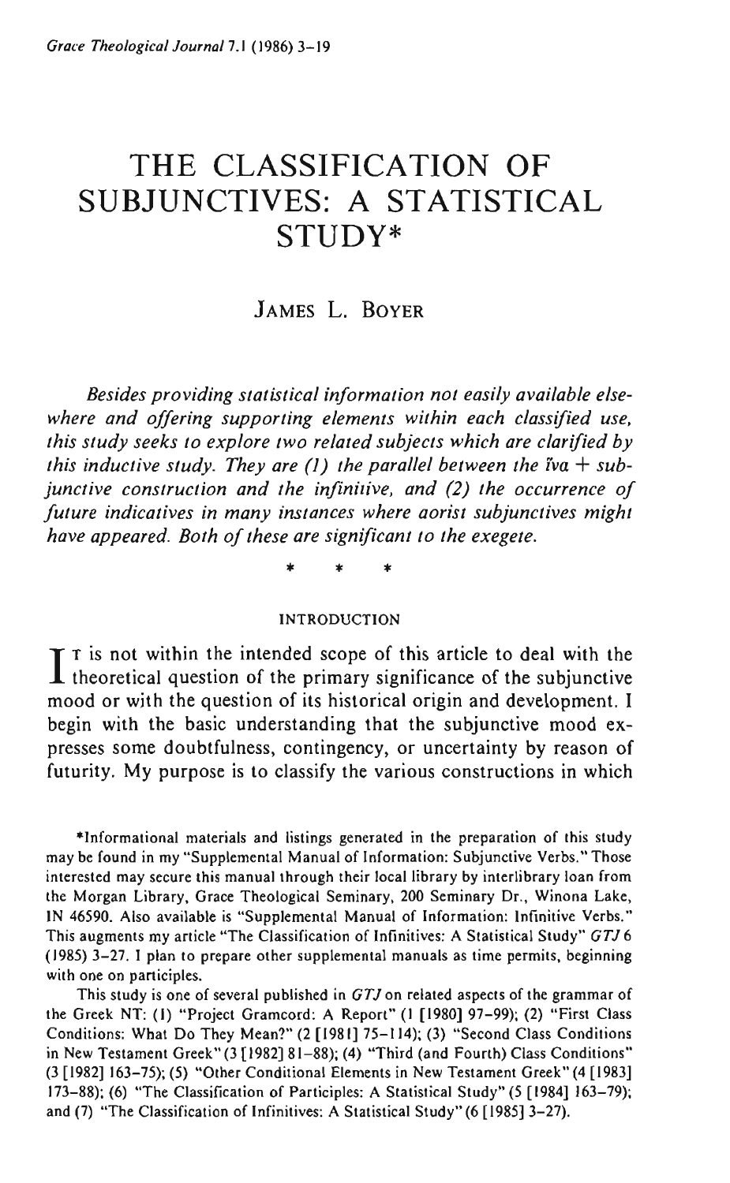# THE CLASSIFICATION OF SUBJUNCTIVES: A STATISTICAL STUDY*

JAMES L. BOYER

*Besides providing statistical information not easily available elsewhere and offering supporting elements within each classified use, this study seeks to explore two related subjects which are clarified by this inductive study. They are (1) the parallel between the ἵνα + subjunctive construction and the infinitive, and (2) the occurrence of future indicatives in many instances where aorist subjunctives might have appeared. Both of these are significant to the exegete.*

\* \* \*

## INTRODUCTION

It is not within the intended scope of this article to deal with the theoretical question of the primary significance of the subjunctive mood or with the question of its historical origin and development. I begin with the basic understanding that the subjunctive mood expresses some doubtfulness, contingency, or uncertainty by reason of futurity. My purpose is to classify the various constructions in which

*Informational materials and listings generated in the preparation of this study may be found in my "Supplemental Manual of Information: Subjunctive Verbs." Those interested may secure this manual through their local library by interlibrary loan from the Morgan Library, Grace Theological Seminary, 200 Seminary Dr., Winona Lake, IN 46590. Also available is "Supplemental Manual of Information: Infinitive Verbs." This augments my article "The Classification of Infinitives: A Statistical Study" *GTJ* 6 (1985) 3–27. I plan to prepare other supplemental manuals as time permits, beginning with one on participles.

This study is one of several published in *GTJ* on related aspects of the grammar of the Greek NT: (1) "Project Gramcord: A Report" (1 [1980] 97–99); (2) "First Class Conditions: What Do They Mean?" (2 [1981] 75–114); (3) "Second Class Conditions in New Testament Greek" (3 [1982] 81–88); (4) "Third (and Fourth) Class Conditions" (3 [1982] 163–75); (5) "Other Conditional Elements in New Testament Greek" (4 [1983] 173–88); (6) "The Classification of Participles: A Statistical Study" (5 [1984] 163–79); and (7) "The Classification of Infinitives: A Statistical Study" (6 [1985] 3–27).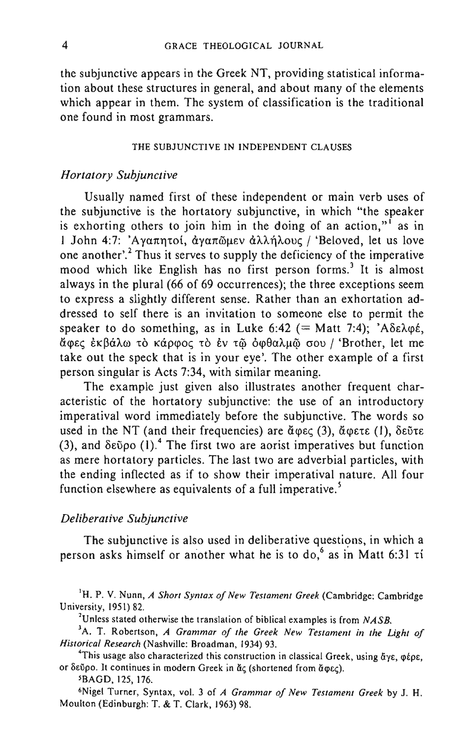the subjunctive appears in the Greek NT, providing statistical information about these structures in general, and about many of the elements which appear in them. The system of classification is the traditional one found in most grammars.

## THE SUBJUNCTIVE IN INDEPENDENT CLAUSES

### *Hortatory Subjunctive*

Usually named first of these independent or main verb uses of the subjunctive is the hortatory subjunctive, in which "the speaker is exhorting others to join him in the doing of an action,"[1] as in 1 John 4:7: Ἀγαπητοί, ἀγαπῶμεν ἀλλήλους / 'Beloved, let us love one another'.[2] Thus it serves to supply the deficiency of the imperative mood which like English has no first person forms.[3] It is almost always in the plural (66 of 69 occurrences); the three exceptions seem to express a slightly different sense. Rather than an exhortation addressed to self there is an invitation to someone else to permit the speaker to do something, as in Luke 6:42 (= Matt 7:4); Ἀδελφέ, ἄφες ἐκβάλω τὸ κάρφος τὸ ἐν τῷ ὀφθαλμῷ σου / 'Brother, let me take out the speck that is in your eye'. The other example of a first person singular is Acts 7:34, with similar meaning.

The example just given also illustrates another frequent characteristic of the hortatory subjunctive: the use of an introductory imperatival word immediately before the subjunctive. The words so used in the NT (and their frequencies) are ἄφες (3), ἄφετε (1), δεῦτε (3), and δεῦρο (1).[4] The first two are aorist imperatives but function as mere hortatory particles. The last two are adverbial particles, with the ending inflected as if to show their imperatival nature. All four function elsewhere as equivalents of a full imperative.[5]

### *Deliberative Subjunctive*

The subjunctive is also used in deliberative questions, in which a person asks himself or another what he is to do,[6] as in Matt 6:31 τί

[1] H. P. V. Nunn, *A Short Syntax of New Testament Greek* (Cambridge: Cambridge University, 1951) 82.

[2] Unless stated otherwise the translation of biblical examples is from *NASB*.

[3] A. T. Robertson, *A Grammar of the Greek New Testament in the Light of Historical Research* (Nashville: Broadman, 1934) 93.

[4] This usage also characterized this construction in classical Greek, using ἄγε, φέρε, or δεῦρο. It continues in modern Greek in ἄς (shortened from ἄφες).

[5] BAGD, 125, 176.

[6] Nigel Turner, Syntax, vol. 3 of *A Grammar of New Testament Greek* by J. H. Moulton (Edinburgh: T. & T. Clark, 1963) 98.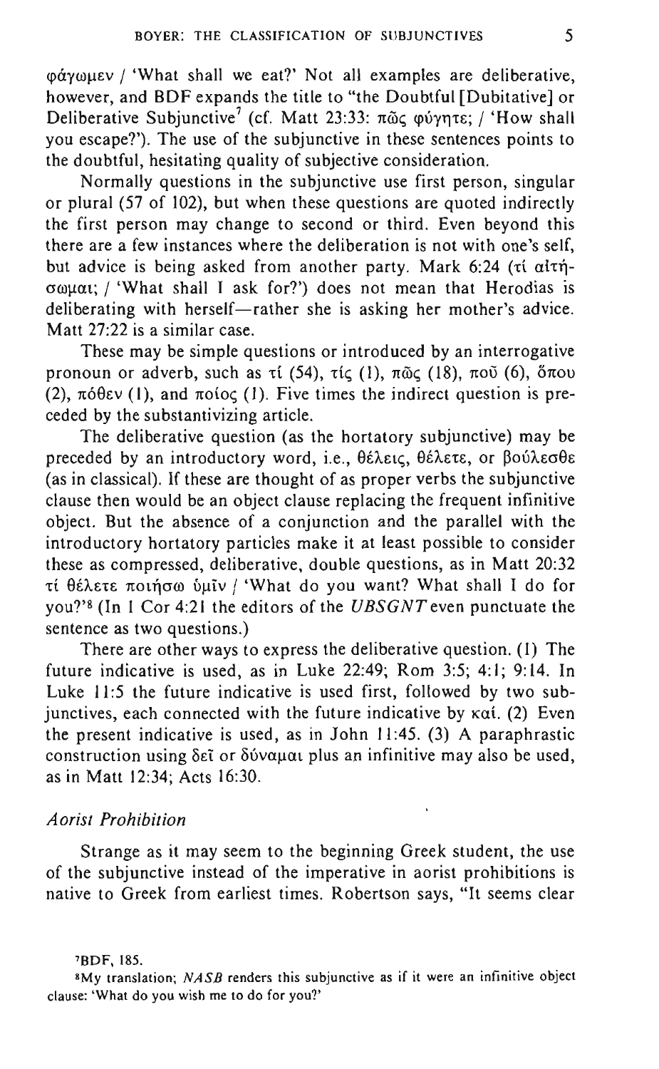φάγωμεν / 'What shall we eat?' Not all examples are deliberative, however, and BDF expands the title to "the Doubtful [Dubitative] or Deliberative Subjunctive[7] (cf. Matt 23:33: πῶς φύγητε; / 'How shall you escape?'). The use of the subjunctive in these sentences points to the doubtful, hesitating quality of subjective consideration.

Normally questions in the subjunctive use first person, singular or plural (57 of 102), but when these questions are quoted indirectly the first person may change to second or third. Even beyond this there are a few instances where the deliberation is not with one's self, but advice is being asked from another party. Mark 6:24 (τί αἰτήσωμαι; / 'What shall I ask for?') does not mean that Herodias is deliberating with herself—rather she is asking her mother's advice. Matt 27:22 is a similar case.

These may be simple questions or introduced by an interrogative pronoun or adverb, such as τί (54), τίς (1), πῶς (18), ποῦ (6), ὅπου (2), πόθεν (1), and ποῖος (1). Five times the indirect question is preceded by the substantivizing article.

The deliberative question (as the hortatory subjunctive) may be preceded by an introductory word, i.e., θέλεις, θέλετε, or βούλεσθε (as in classical). If these are thought of as proper verbs the subjunctive clause then would be an object clause replacing the frequent infinitive object. But the absence of a conjunction and the parallel with the introductory hortatory particles make it at least possible to consider these as compressed, deliberative, double questions, as in Matt 20:32 τί θέλετε ποιήσω ὑμῖν / 'What do you want? What shall I do for you?'[8] (In 1 Cor 4:21 the editors of the *UBSGNT* even punctuate the sentence as two questions.)

There are other ways to express the deliberative question. (1) The future indicative is used, as in Luke 22:49; Rom 3:5; 4:1; 9:14. In Luke 11:5 the future indicative is used first, followed by two subjunctives, each connected with the future indicative by καί. (2) Even the present indicative is used, as in John 11:45. (3) A paraphrastic construction using δεῖ or δύναμαι plus an infinitive may also be used, as in Matt 12:34; Acts 16:30.

### *Aorist Prohibition*

Strange as it may seem to the beginning Greek student, the use of the subjunctive instead of the imperative in aorist prohibitions is native to Greek from earliest times. Robertson says, "It seems clear

[7] BDF, 185.

[8] My translation; *NASB* renders this subjunctive as if it were an infinitive object clause: 'What do you wish me to do for you?'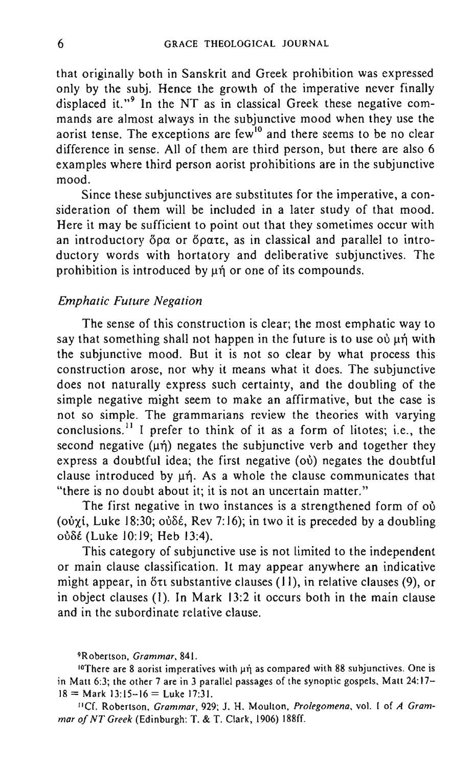that originally both in Sanskrit and Greek prohibition was expressed only by the subj. Hence the growth of the imperative never finally displaced it."[9] In the NT as in classical Greek these negative commands are almost always in the subjunctive mood when they use the aorist tense. The exceptions are few[10] and there seems to be no clear difference in sense. All of them are third person, but there are also 6 examples where third person aorist prohibitions are in the subjunctive mood.

Since these subjunctives are substitutes for the imperative, a consideration of them will be included in a later study of that mood. Here it may be sufficient to point out that they sometimes occur with an introductory ὅρα or ὅρατε, as in classical and parallel to introductory words with hortatory and deliberative subjunctives. The prohibition is introduced by μή or one of its compounds.

### *Emphatic Future Negation*

The sense of this construction is clear; the most emphatic way to say that something shall not happen in the future is to use οὐ μή with the subjunctive mood. But it is not so clear by what process this construction arose, nor why it means what it does. The subjunctive does not naturally express such certainty, and the doubling of the simple negative might seem to make an affirmative, but the case is not so simple. The grammarians review the theories with varying conclusions.[11] I prefer to think of it as a form of litotes; i.e., the second negative (μή) negates the subjunctive verb and together they express a doubtful idea; the first negative (οὐ) negates the doubtful clause introduced by μή. As a whole the clause communicates that "there is no doubt about it; it is not an uncertain matter."

The first negative in two instances is a strengthened form of οὐ (οὐχί, Luke 18:30; οὐδέ, Rev 7:16); in two it is preceded by a doubling οὐδέ (Luke 10:19; Heb 13:4).

This category of subjunctive use is not limited to the independent or main clause classification. It may appear anywhere an indicative might appear, in ὅτι substantive clauses (11), in relative clauses (9), or in object clauses (1). In Mark 13:2 it occurs both in the main clause and in the subordinate relative clause.

---

[9] Robertson, *Grammar*, 841.

[10] There are 8 aorist imperatives with μή as compared with 88 subjunctives. One is in Matt 6:3; the other 7 are in 3 parallel passages of the synoptic gospels, Matt 24:17–18 = Mark 13:15–16 = Luke 17:31.

[11] Cf. Robertson, *Grammar*, 929; J. H. Moulton, *Prolegomena*, vol. I of *A Grammar of NT Greek* (Edinburgh: T. & T. Clark, 1906) 188ff.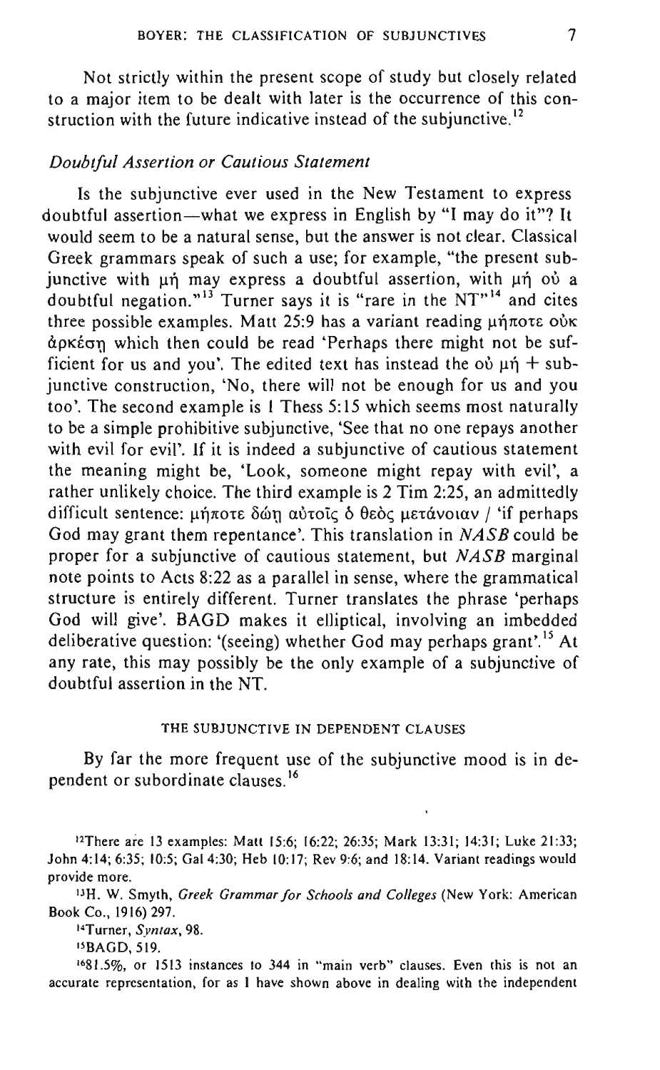Not strictly within the present scope of study but closely related to a major item to be dealt with later is the occurrence of this construction with the future indicative instead of the subjunctive.[12]

### *Doubtful Assertion or Cautious Statement*

Is the subjunctive ever used in the New Testament to express doubtful assertion—what we express in English by "I may do it"? It would seem to be a natural sense, but the answer is not clear. Classical Greek grammars speak of such a use; for example, "the present subjunctive with μή may express a doubtful assertion, with μή οὐ a doubtful negation."[13] Turner says it is "rare in the NT"[14] and cites three possible examples. Matt 25:9 has a variant reading μήποτε οὐκ ἀρκέσῃ which then could be read 'Perhaps there might not be sufficient for us and you'. The edited text has instead the οὐ μή + subjunctive construction, 'No, there will not be enough for us and you too'. The second example is 1 Thess 5:15 which seems most naturally to be a simple prohibitive subjunctive, 'See that no one repays another with evil for evil'. If it is indeed a subjunctive of cautious statement the meaning might be, 'Look, someone might repay with evil', a rather unlikely choice. The third example is 2 Tim 2:25, an admittedly difficult sentence: μήποτε δώῃ αὐτοῖς ὁ θεὸς μετάνοιαν / 'if perhaps God may grant them repentance'. This translation in *NASB* could be proper for a subjunctive of cautious statement, but *NASB* marginal note points to Acts 8:22 as a parallel in sense, where the grammatical structure is entirely different. Turner translates the phrase 'perhaps God will give'. BAGD makes it elliptical, involving an imbedded deliberative question: '(seeing) whether God may perhaps grant'.[15] At any rate, this may possibly be the only example of a subjunctive of doubtful assertion in the NT.

## THE SUBJUNCTIVE IN DEPENDENT CLAUSES

By far the more frequent use of the subjunctive mood is in dependent or subordinate clauses.[16]

---

[12]There are 13 examples: Matt 15:6; 16:22; 26:35; Mark 13:31; 14:31; Luke 21:33; John 4:14; 6:35; 10:5; Gal 4:30; Heb 10:17; Rev 9:6; and 18:14. Variant readings would provide more.

[13]H. W. Smyth, *Greek Grammar for Schools and Colleges* (New York: American Book Co., 1916) 297.

[14]Turner, *Syntax*, 98.

[15]BAGD, 519.

[16]81.5%, or 1513 instances to 344 in "main verb" clauses. Even this is not an accurate representation, for as I have shown above in dealing with the independent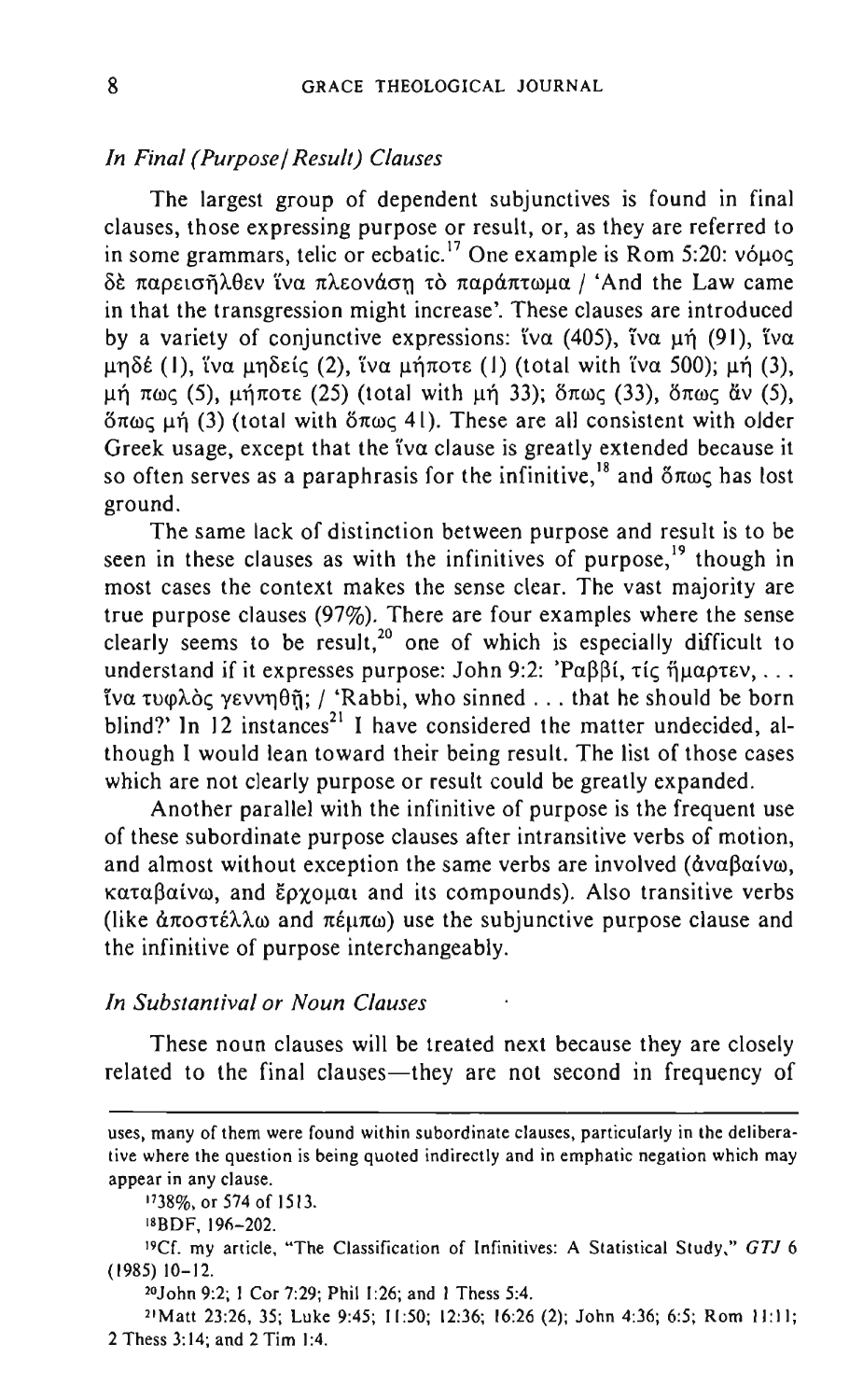### *In Final (Purpose/Result) Clauses*

The largest group of dependent subjunctives is found in final clauses, those expressing purpose or result, or, as they are referred to in some grammars, telic or ecbatic.[17] One example is Rom 5:20: νόμος δὲ παρεισῆλθεν ἵνα πλεονάσῃ τὸ παράπτωμα / 'And the Law came in that the transgression might increase'. These clauses are introduced by a variety of conjunctive expressions: ἵνα (405), ἵνα μή (91), ἵνα μηδέ (1), ἵνα μηδείς (2), ἵνα μήποτε (1) (total with ἵνα 500); μή (3), μή πως (5), μήποτε (25) (total with μή 33); ὅπως (33), ὅπως ἄν (5), ὅπως μή (3) (total with ὅπως 41). These are all consistent with older Greek usage, except that the ἵνα clause is greatly extended because it so often serves as a paraphrasis for the infinitive,[18] and ὅπως has lost ground.

The same lack of distinction between purpose and result is to be seen in these clauses as with the infinitives of purpose,[19] though in most cases the context makes the sense clear. The vast majority are true purpose clauses (97%). There are four examples where the sense clearly seems to be result,[20] one of which is especially difficult to understand if it expresses purpose: John 9:2: Ῥαββί, τίς ἥμαρτεν, . . . ἵνα τυφλὸς γεννηθῇ; / 'Rabbi, who sinned . . . that he should be born blind?' In 12 instances[21] I have considered the matter undecided, although I would lean toward their being result. The list of those cases which are not clearly purpose or result could be greatly expanded.

Another parallel with the infinitive of purpose is the frequent use of these subordinate purpose clauses after intransitive verbs of motion, and almost without exception the same verbs are involved (ἀναβαίνω, καταβαίνω, and ἔρχομαι and its compounds). Also transitive verbs (like ἀποστέλλω and πέμπω) use the subjunctive purpose clause and the infinitive of purpose interchangeably.

### *In Substantival or Noun Clauses*

These noun clauses will be treated next because they are closely related to the final clauses—they are not second in frequency of

---

uses, many of them were found within subordinate clauses, particularly in the deliberative where the question is being quoted indirectly and in emphatic negation which may appear in any clause.

[17] 38%, or 574 of 1513.

[18] BDF, 196–202.

[19] Cf. my article, "The Classification of Infinitives: A Statistical Study," *GTJ* 6 (1985) 10–12.

[20] John 9:2; 1 Cor 7:29; Phil 1:26; and 1 Thess 5:4.

[21] Matt 23:26, 35; Luke 9:45; 11:50; 12:36; 16:26 (2); John 4:36; 6:5; Rom 11:11; 2 Thess 3:14; and 2 Tim 1:4.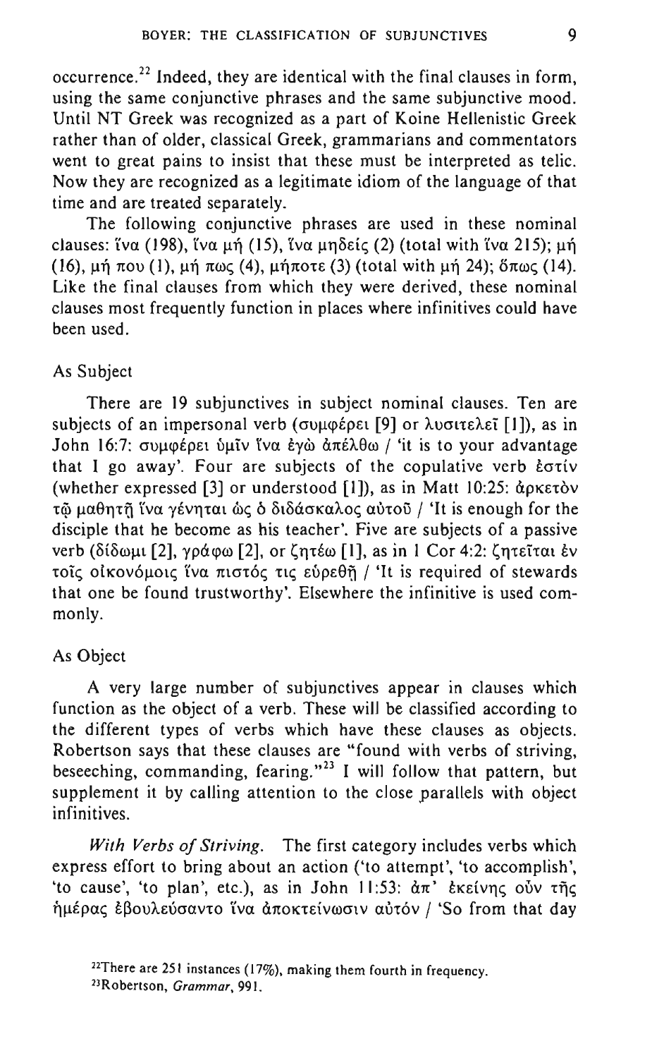occurrence.[22] Indeed, they are identical with the final clauses in form, using the same conjunctive phrases and the same subjunctive mood. Until NT Greek was recognized as a part of Koine Hellenistic Greek rather than of older, classical Greek, grammarians and commentators went to great pains to insist that these must be interpreted as telic. Now they are recognized as a legitimate idiom of the language of that time and are treated separately.

The following conjunctive phrases are used in these nominal clauses: ἵνα (198), ἵνα μή (15), ἵνα μηδείς (2) (total with ἵνα 215); μή (16), μή που (1), μή πως (4), μήποτε (3) (total with μή 24); ὅπως (14). Like the final clauses from which they were derived, these nominal clauses most frequently function in places where infinitives could have been used.

### As Subject

There are 19 subjunctives in subject nominal clauses. Ten are subjects of an impersonal verb (συμφέρει [9] or λυσιτελεῖ [1]), as in John 16:7: συμφέρει ὑμῖν ἵνα ἐγὼ ἀπέλθω / 'it is to your advantage that I go away'. Four are subjects of the copulative verb ἐστίν (whether expressed [3] or understood [1]), as in Matt 10:25: ἀρκετὸν τῷ μαθητῇ ἵνα γένηται ὡς ὁ διδάσκαλος αὐτοῦ / 'It is enough for the disciple that he become as his teacher'. Five are subjects of a passive verb (δίδωμι [2], γράφω [2], or ζητέω [1], as in 1 Cor 4:2: ζητεῖται ἐν τοῖς οἰκονόμοις ἵνα πιστός τις εὑρεθῇ / 'It is required of stewards that one be found trustworthy'. Elsewhere the infinitive is used commonly.

### As Object

A very large number of subjunctives appear in clauses which function as the object of a verb. These will be classified according to the different types of verbs which have these clauses as objects. Robertson says that these clauses are "found with verbs of striving, beseeching, commanding, fearing."[23] I will follow that pattern, but supplement it by calling attention to the close parallels with object infinitives.

*With Verbs of Striving.* The first category includes verbs which express effort to bring about an action ('to attempt', 'to accomplish', 'to cause', 'to plan', etc.), as in John 11:53: ἀπ' ἐκείνης οὖν τῆς ἡμέρας ἐβουλεύσαντο ἵνα ἀποκτείνωσιν αὐτόν / 'So from that day

[22]There are 251 instances (17%), making them fourth in frequency.

[23]Robertson, *Grammar*, 991.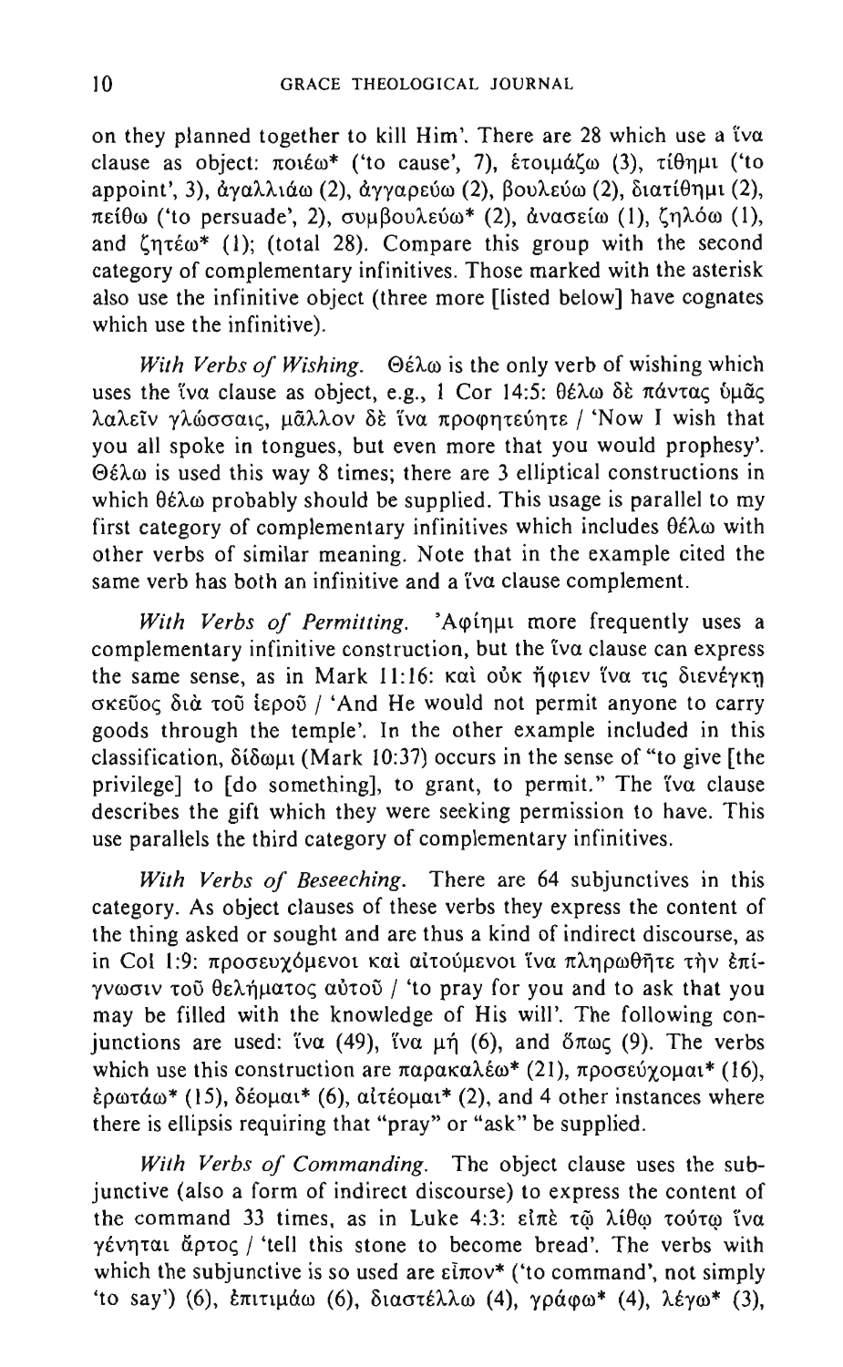on they planned together to kill Him'. There are 28 which use a ἵνα clause as object: ποιέω* ('to cause', 7), ἑτοιμάζω (3), τίθημι ('to appoint', 3), ἀγαλλιάω (2), ἀγγαρεύω (2), βουλεύω (2), διατίθημι (2), πείθω ('to persuade', 2), συμβουλεύω* (2), ἀνασείω (1), ζηλόω (1), and ζητέω* (1); (total 28). Compare this group with the second category of complementary infinitives. Those marked with the asterisk also use the infinitive object (three more [listed below] have cognates which use the infinitive).

*With Verbs of Wishing.* Θέλω is the only verb of wishing which uses the ἵνα clause as object, e.g., 1 Cor 14:5: θέλω δὲ πάντας ὑμᾶς λαλεῖν γλώσσαις, μᾶλλον δὲ ἵνα προφητεύητε / 'Now I wish that you all spoke in tongues, but even more that you would prophesy'. Θέλω is used this way 8 times; there are 3 elliptical constructions in which θέλω probably should be supplied. This usage is parallel to my first category of complementary infinitives which includes θέλω with other verbs of similar meaning. Note that in the example cited the same verb has both an infinitive and a ἵνα clause complement.

*With Verbs of Permitting.* Ἀφίημι more frequently uses a complementary infinitive construction, but the ἵνα clause can express the same sense, as in Mark 11:16: καὶ οὐκ ἤφιεν ἵνα τις διενέγκῃ σκεῦος διὰ τοῦ ἱεροῦ / 'And He would not permit anyone to carry goods through the temple'. In the other example included in this classification, δίδωμι (Mark 10:37) occurs in the sense of "to give [the privilege] to [do something], to grant, to permit." The ἵνα clause describes the gift which they were seeking permission to have. This use parallels the third category of complementary infinitives.

*With Verbs of Beseeching.* There are 64 subjunctives in this category. As object clauses of these verbs they express the content of the thing asked or sought and are thus a kind of indirect discourse, as in Col 1:9: προσευχόμενοι καὶ αἰτούμενοι ἵνα πληρωθῆτε τὴν ἐπίγνωσιν τοῦ θελήματος αὐτοῦ / 'to pray for you and to ask that you may be filled with the knowledge of His will'. The following conjunctions are used: ἵνα (49), ἵνα μή (6), and ὅπως (9). The verbs which use this construction are παρακαλέω* (21), προσεύχομαι* (16), ἐρωτάω* (15), δέομαι* (6), αἰτέομαι* (2), and 4 other instances where there is ellipsis requiring that "pray" or "ask" be supplied.

*With Verbs of Commanding.* The object clause uses the subjunctive (also a form of indirect discourse) to express the content of the command 33 times, as in Luke 4:3: εἰπὲ τῷ λίθῳ τούτῳ ἵνα γένηται ἄρτος / 'tell this stone to become bread'. The verbs with which the subjunctive is so used are εἶπον* ('to command', not simply 'to say') (6), ἐπιτιμάω (6), διαστέλλω (4), γράφω* (4), λέγω* (3),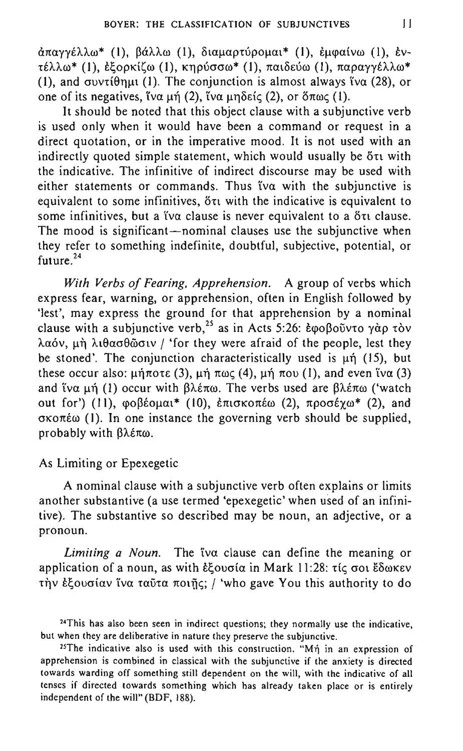ἀπαγγέλλω* (1), βάλλω (1), διαμαρτύρομαι* (1), ἐμφαίνω (1), ἐντέλλω* (1), ἐξορκίζω (1), κηρύσσω* (1), παιδεύω (1), παραγγέλλω* (1), and συντίθημι (1). The conjunction is almost always ἵνα (28), or one of its negatives, ἵνα μή (2), ἵνα μηδείς (2), or ὅπως (1).

It should be noted that this object clause with a subjunctive verb is used only when it would have been a command or request in a direct quotation, or in the imperative mood. It is not used with an indirectly quoted simple statement, which would usually be ὅτι with the indicative. The infinitive of indirect discourse may be used with either statements or commands. Thus ἵνα with the subjunctive is equivalent to some infinitives, ὅτι with the indicative is equivalent to some infinitives, but a ἵνα clause is never equivalent to a ὅτι clause. The mood is significant—nominal clauses use the subjunctive when they refer to something indefinite, doubtful, subjective, potential, or future.[24]

*With Verbs of Fearing, Apprehension.* A group of verbs which express fear, warning, or apprehension, often in English followed by 'lest', may express the ground for that apprehension by a nominal clause with a subjunctive verb,[25] as in Acts 5:26: ἐφοβοῦντο γὰρ τὸν λαόν, μὴ λιθασθῶσιν / 'for they were afraid of the people, lest they be stoned'. The conjunction characteristically used is μή (15), but these occur also: μήποτε (3), μή πως (4), μή που (1), and even ἵνα (3) and ἵνα μή (1) occur with βλέπω. The verbs used are βλέπω ('watch out for') (11), φοβέομαι* (10), ἐπισκοπέω (2), προσέχω* (2), and σκοπέω (1). In one instance the governing verb should be supplied, probably with βλέπω.

## As Limiting or Epexegetic

A nominal clause with a subjunctive verb often explains or limits another substantive (a use termed 'epexegetic' when used of an infinitive). The substantive so described may be noun, an adjective, or a pronoun.

*Limiting a Noun.* The ἵνα clause can define the meaning or application of a noun, as with ἐξουσία in Mark 11:28: τίς σοι ἔδωκεν τὴν ἐξουσίαν ἵνα ταῦτα ποιῇς; / 'who gave You this authority to do

[24] This has also been seen in indirect questions; they normally use the indicative, but when they are deliberative in nature they preserve the subjunctive.

[25] The indicative also is used with this construction. "Μή in an expression of apprehension is combined in classical with the subjunctive if the anxiety is directed towards warding off something still dependent on the will, with the indicative of all tenses if directed towards something which has already taken place or is entirely independent of the will" (BDF, 188).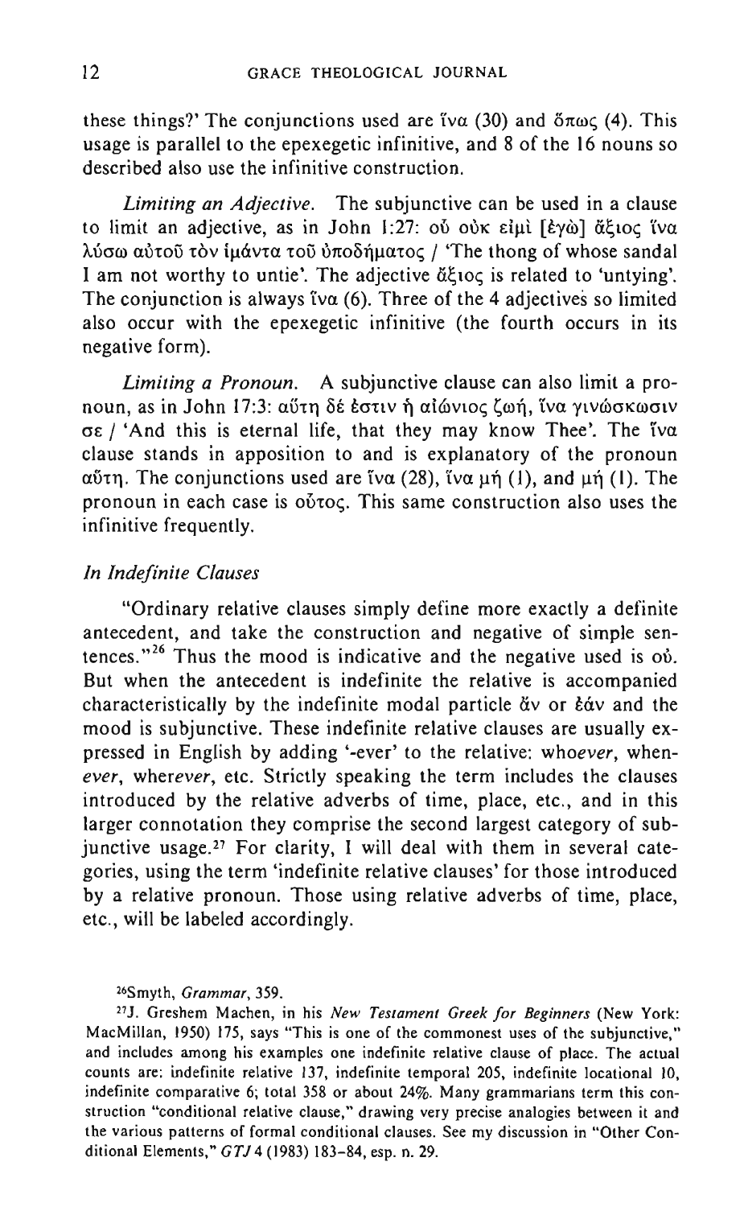these things?' The conjunctions used are ἵνα (30) and ὅπως (4). This usage is parallel to the epexegetic infinitive, and 8 of the 16 nouns so described also use the infinitive construction.

*Limiting an Adjective.* The subjunctive can be used in a clause to limit an adjective, as in John 1:27: οὗ οὐκ εἰμὶ [ἐγὼ] ἄξιος ἵνα λύσω αὐτοῦ τὸν ἱμάντα τοῦ ὑποδήματος / 'The thong of whose sandal I am not worthy to untie'. The adjective ἄξιος is related to 'untying'. The conjunction is always ἵνα (6). Three of the 4 adjectives so limited also occur with the epexegetic infinitive (the fourth occurs in its negative form).

*Limiting a Pronoun.* A subjunctive clause can also limit a pronoun, as in John 17:3: αὕτη δέ ἐστιν ἡ αἰώνιος ζωή, ἵνα γινώσκωσιν σε / 'And this is eternal life, that they may know Thee'. The ἵνα clause stands in apposition to and is explanatory of the pronoun αὕτη. The conjunctions used are ἵνα (28), ἵνα μή (1), and μή (1). The pronoun in each case is οὗτος. This same construction also uses the infinitive frequently.

### *In Indefinite Clauses*

"Ordinary relative clauses simply define more exactly a definite antecedent, and take the construction and negative of simple sentences."[26] Thus the mood is indicative and the negative used is οὐ. But when the antecedent is indefinite the relative is accompanied characteristically by the indefinite modal particle ἄν or ἐάν and the mood is subjunctive. These indefinite relative clauses are usually expressed in English by adding '-ever' to the relative: who*ever*, when*ever*, where*ever*, etc. Strictly speaking the term includes the clauses introduced by the relative adverbs of time, place, etc., and in this larger connotation they comprise the second largest category of subjunctive usage.[27] For clarity, I will deal with them in several categories, using the term 'indefinite relative clauses' for those introduced by a relative pronoun. Those using relative adverbs of time, place, etc., will be labeled accordingly.

---

[26]Smyth, *Grammar*, 359.

[27]J. Greshem Machen, in his *New Testament Greek for Beginners* (New York: MacMillan, 1950) 175, says "This is one of the commonest uses of the subjunctive," and includes among his examples one indefinite relative clause of place. The actual counts are: indefinite relative 137, indefinite temporal 205, indefinite locational 10, indefinite comparative 6; total 358 or about 24%. Many grammarians term this construction "conditional relative clause," drawing very precise analogies between it and the various patterns of formal conditional clauses. See my discussion in "Other Conditional Elements," *GTJ* 4 (1983) 183–84, esp. n. 29.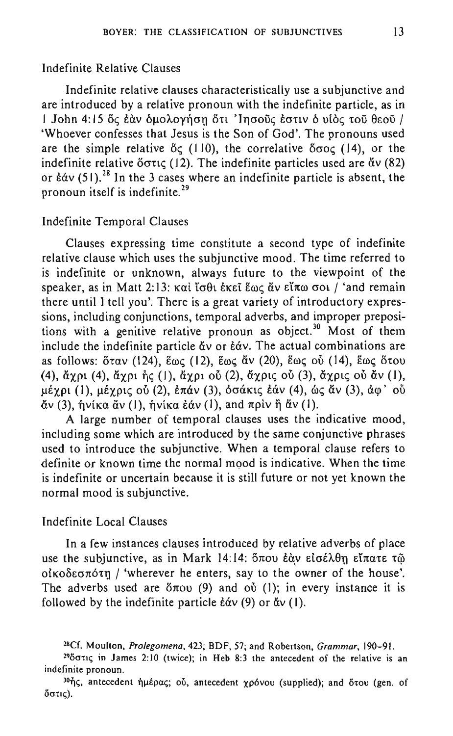### Indefinite Relative Clauses

Indefinite relative clauses characteristically use a subjunctive and are introduced by a relative pronoun with the indefinite particle, as in 1 John 4:15 ὅς ἐὰν ὁμολογήσῃ ὅτι Ἰησοῦς ἐστιν ὁ υἱὸς τοῦ θεοῦ / 'Whoever confesses that Jesus is the Son of God'. The pronouns used are the simple relative ὅς (110), the correlative ὅσος (14), or the indefinite relative ὅστις (12). The indefinite particles used are ἄν (82) or ἐάν (51).[28] In the 3 cases where an indefinite particle is absent, the pronoun itself is indefinite.[29]

### Indefinite Temporal Clauses

Clauses expressing time constitute a second type of indefinite relative clause which uses the subjunctive mood. The time referred to is indefinite or unknown, always future to the viewpoint of the speaker, as in Matt 2:13: καὶ ἴσθι ἐκεῖ ἕως ἂν εἴπω σοι / 'and remain there until I tell you'. There is a great variety of introductory expressions, including conjunctions, temporal adverbs, and improper prepositions with a genitive relative pronoun as object.[30] Most of them include the indefinite particle ἄν or ἐάν. The actual combinations are as follows: ὅταν (124), ἕως (12), ἕως ἄν (20), ἕως οὗ (14), ἕως ὅτου (4), ἄχρι (4), ἄχρι ἧς (1), ἄχρι οὗ (2), ἄχρις οὗ (3), ἄχρις οὗ ἄν (1), μέχρι (1), μέχρις οὗ (2), ἐπάν (3), ὁσάκις ἐάν (4), ὡς ἄν (3), ἀφ' οὗ ἄν (3), ἡνίκα ἄν (1), ἡνίκα ἐάν (1), and πρὶν ἢ ἄν (1).

A large number of temporal clauses uses the indicative mood, including some which are introduced by the same conjunctive phrases used to introduce the subjunctive. When a temporal clause refers to definite or known time the normal mood is indicative. When the time is indefinite or uncertain because it is still future or not yet known the normal mood is subjunctive.

### Indefinite Local Clauses

In a few instances clauses introduced by relative adverbs of place use the subjunctive, as in Mark 14:14: ὅπου ἐὰν εἰσέλθῃ εἴπατε τῷ οἰκοδεσπότῃ / 'wherever he enters, say to the owner of the house'. The adverbs used are ὅπου (9) and οὗ (1); in every instance it is followed by the indefinite particle ἐάν (9) or ἄν (1).

---

[28] Cf. Moulton, *Prolegomena*, 423; BDF, 57; and Robertson, *Grammar*, 190–91.

[29] ὅστις in James 2:10 (twice); in Heb 8:3 the antecedent of the relative is an indefinite pronoun.

[30] ἧς, antecedent ἡμέρας; οὗ, antecedent χρόνου (supplied); and ὅτου (gen. of ὅστις).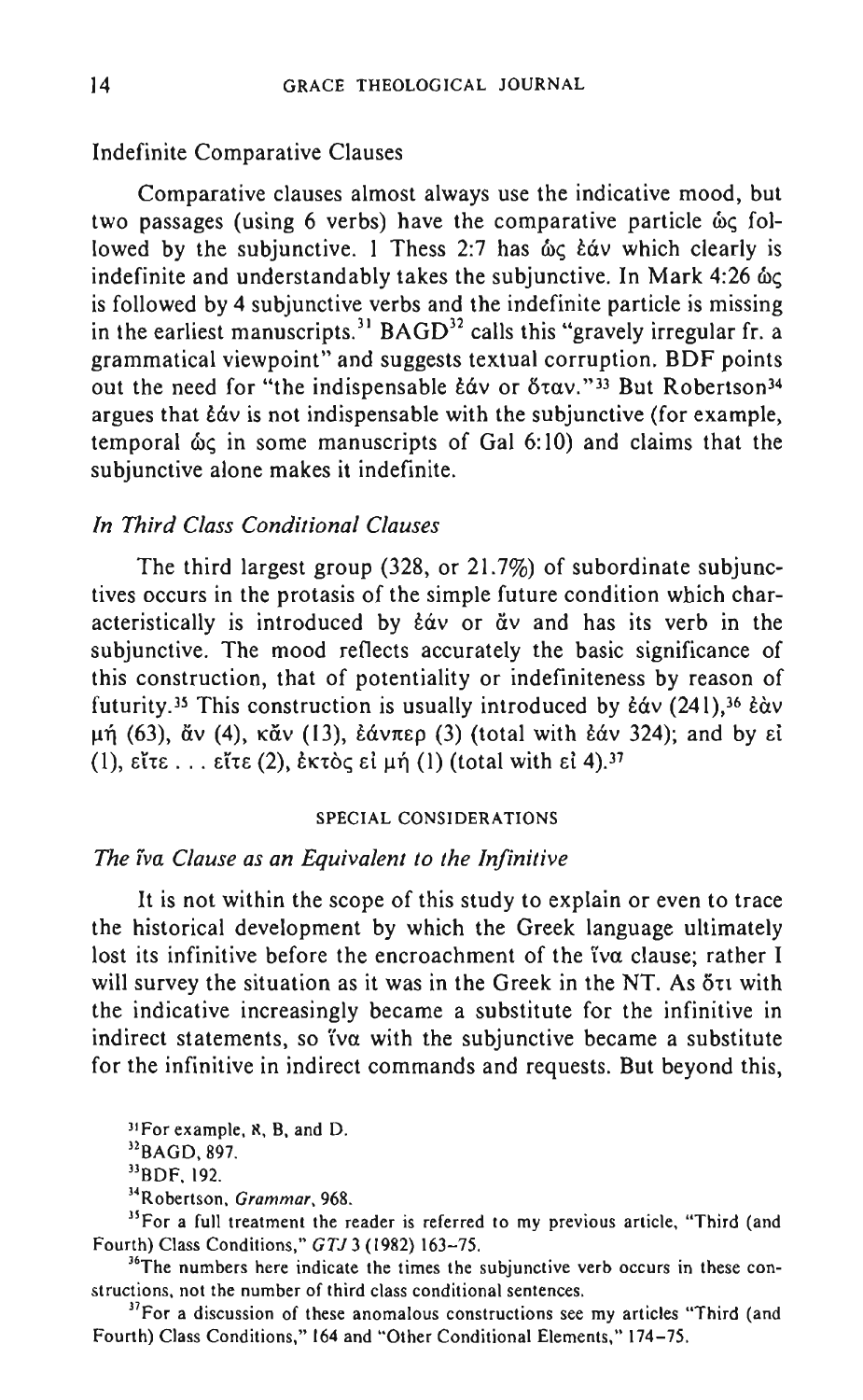Indefinite Comparative Clauses

Comparative clauses almost always use the indicative mood, but two passages (using 6 verbs) have the comparative particle ὡς followed by the subjunctive. 1 Thess 2:7 has ὡς ἐάν which clearly is indefinite and understandably takes the subjunctive. In Mark 4:26 ὡς is followed by 4 subjunctive verbs and the indefinite particle is missing in the earliest manuscripts.[31] BAGD[32] calls this "gravely irregular fr. a grammatical viewpoint" and suggests textual corruption. BDF points out the need for "the indispensable ἐάν or ὅταν."[33] But Robertson[34] argues that ἐάν is not indispensable with the subjunctive (for example, temporal ὡς in some manuscripts of Gal 6:10) and claims that the subjunctive alone makes it indefinite.

### *In Third Class Conditional Clauses*

The third largest group (328, or 21.7%) of subordinate subjunctives occurs in the protasis of the simple future condition which characteristically is introduced by ἐάν or ἄν and has its verb in the subjunctive. The mood reflects accurately the basic significance of this construction, that of potentiality or indefiniteness by reason of futurity.[35] This construction is usually introduced by ἐάν (241),[36] ἐὰν μή (63), ἄν (4), κἄν (13), ἐάνπερ (3) (total with ἐάν 324); and by εἰ (1), εἴτε . . . εἴτε (2), ἐκτὸς εἰ μή (1) (total with εἰ 4).[37]

## SPECIAL CONSIDERATIONS

### *The ἵνα Clause as an Equivalent to the Infinitive*

It is not within the scope of this study to explain or even to trace the historical development by which the Greek language ultimately lost its infinitive before the encroachment of the ἵνα clause; rather I will survey the situation as it was in the Greek in the NT. As ὅτι with the indicative increasingly became a substitute for the infinitive in indirect statements, so ἵνα with the subjunctive became a substitute for the infinitive in indirect commands and requests. But beyond this,

---

[31] For example, ℵ, B, and D.

[32] BAGD, 897.

[33] BDF, 192.

[34] Robertson, *Grammar*, 968.

[35] For a full treatment the reader is referred to my previous article, "Third (and Fourth) Class Conditions," *GTJ* 3 (1982) 163–75.

[36] The numbers here indicate the times the subjunctive verb occurs in these constructions, not the number of third class conditional sentences.

[37] For a discussion of these anomalous constructions see my articles "Third (and Fourth) Class Conditions," 164 and "Other Conditional Elements," 174–75.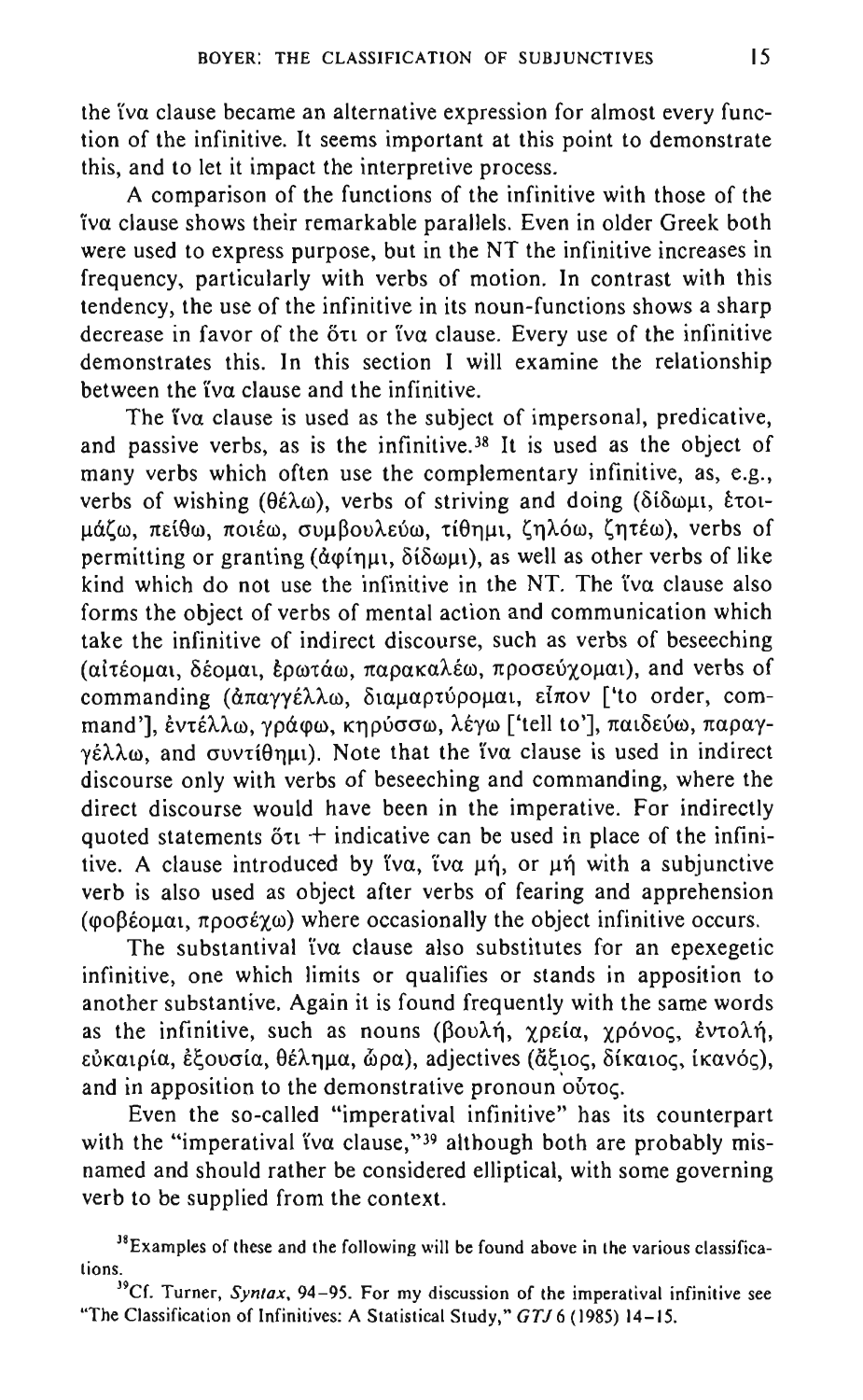the ἵνα clause became an alternative expression for almost every function of the infinitive. It seems important at this point to demonstrate this, and to let it impact the interpretive process.

A comparison of the functions of the infinitive with those of the ἵνα clause shows their remarkable parallels. Even in older Greek both were used to express purpose, but in the NT the infinitive increases in frequency, particularly with verbs of motion. In contrast with this tendency, the use of the infinitive in its noun-functions shows a sharp decrease in favor of the ὅτι or ἵνα clause. Every use of the infinitive demonstrates this. In this section I will examine the relationship between the ἵνα clause and the infinitive.

The ἵνα clause is used as the subject of impersonal, predicative, and passive verbs, as is the infinitive.[38] It is used as the object of many verbs which often use the complementary infinitive, as, e.g., verbs of wishing (θέλω), verbs of striving and doing (δίδωμι, ἑτοιμάζω, πείθω, ποιέω, συμβουλεύω, τίθημι, ζηλόω, ζητέω), verbs of permitting or granting (ἀφίημι, δίδωμι), as well as other verbs of like kind which do not use the infinitive in the NT. The ἵνα clause also forms the object of verbs of mental action and communication which take the infinitive of indirect discourse, such as verbs of beseeching (αἰτέομαι, δέομαι, ἐρωτάω, παρακαλέω, προσεύχομαι), and verbs of commanding (ἀπαγγέλλω, διαμαρτύρομαι, εἶπον ['to order, command'], ἐντέλλω, γράφω, κηρύσσω, λέγω ['tell to'], παιδεύω, παραγγέλλω, and συντίθημι). Note that the ἵνα clause is used in indirect discourse only with verbs of beseeching and commanding, where the direct discourse would have been in the imperative. For indirectly quoted statements ὅτι + indicative can be used in place of the infinitive. A clause introduced by ἵνα, ἵνα μή, or μή with a subjunctive verb is also used as object after verbs of fearing and apprehension (φοβέομαι, προσέχω) where occasionally the object infinitive occurs.

The substantival ἵνα clause also substitutes for an epexegetic infinitive, one which limits or qualifies or stands in apposition to another substantive. Again it is found frequently with the same words as the infinitive, such as nouns (βουλή, χρεία, χρόνος, ἐντολή, εὐκαιρία, ἐξουσία, θέλημα, ὥρα), adjectives (ἄξιος, δίκαιος, ἱκανός), and in apposition to the demonstrative pronoun οὗτος.

Even the so-called "imperatival infinitive" has its counterpart with the "imperatival ἵνα clause,"[39] although both are probably misnamed and should rather be considered elliptical, with some governing verb to be supplied from the context.

[38]Examples of these and the following will be found above in the various classifications.

[39]Cf. Turner, *Syntax*, 94–95. For my discussion of the imperatival infinitive see "The Classification of Infinitives: A Statistical Study," *GTJ* 6 (1985) 14–15.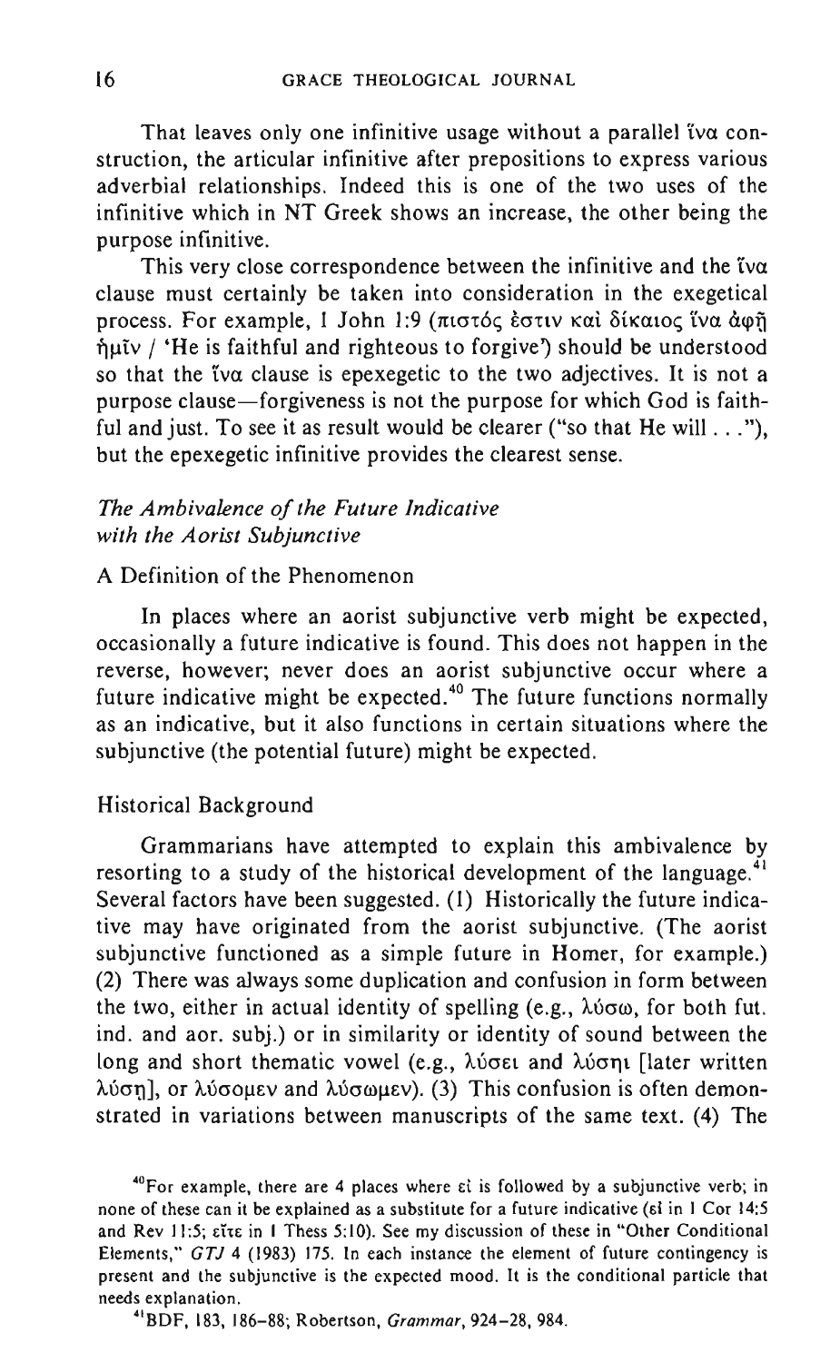That leaves only one infinitive usage without a parallel ἵνα construction, the articular infinitive after prepositions to express various adverbial relationships. Indeed this is one of the two uses of the infinitive which in NT Greek shows an increase, the other being the purpose infinitive.

This very close correspondence between the infinitive and the ἵνα clause must certainly be taken into consideration in the exegetical process. For example, 1 John 1:9 (πιστός ἐστιν καὶ δίκαιος ἵνα ἀφῇ ἡμῖν / 'He is faithful and righteous to forgive') should be understood so that the ἵνα clause is epexegetic to the two adjectives. It is not a purpose clause—forgiveness is not the purpose for which God is faithful and just. To see it as result would be clearer ("so that He will . . ."), but the epexegetic infinitive provides the clearest sense.

### *The Ambivalence of the Future Indicative with the Aorist Subjunctive*

#### A Definition of the Phenomenon

In places where an aorist subjunctive verb might be expected, occasionally a future indicative is found. This does not happen in the reverse, however; never does an aorist subjunctive occur where a future indicative might be expected.[40] The future functions normally as an indicative, but it also functions in certain situations where the subjunctive (the potential future) might be expected.

#### Historical Background

Grammarians have attempted to explain this ambivalence by resorting to a study of the historical development of the language.[41] Several factors have been suggested. (1) Historically the future indicative may have originated from the aorist subjunctive. (The aorist subjunctive functioned as a simple future in Homer, for example.) (2) There was always some duplication and confusion in form between the two, either in actual identity of spelling (e.g., λύσω, for both fut. ind. and aor. subj.) or in similarity or identity of sound between the long and short thematic vowel (e.g., λύσει and λύσηι [later written λύσῃ], or λύσομεν and λύσωμεν). (3) This confusion is often demonstrated in variations between manuscripts of the same text. (4) The

[40]For example, there are 4 places where εἰ is followed by a subjunctive verb; in none of these can it be explained as a substitute for a future indicative (εἰ in 1 Cor 14:5 and Rev 11:5; εἴτε in 1 Thess 5:10). See my discussion of these in "Other Conditional Elements," *GTJ* 4 (1983) 175. In each instance the element of future contingency is present and the subjunctive is the expected mood. It is the conditional particle that needs explanation.

[41]BDF, 183, 186–88; Robertson, *Grammar*, 924–28, 984.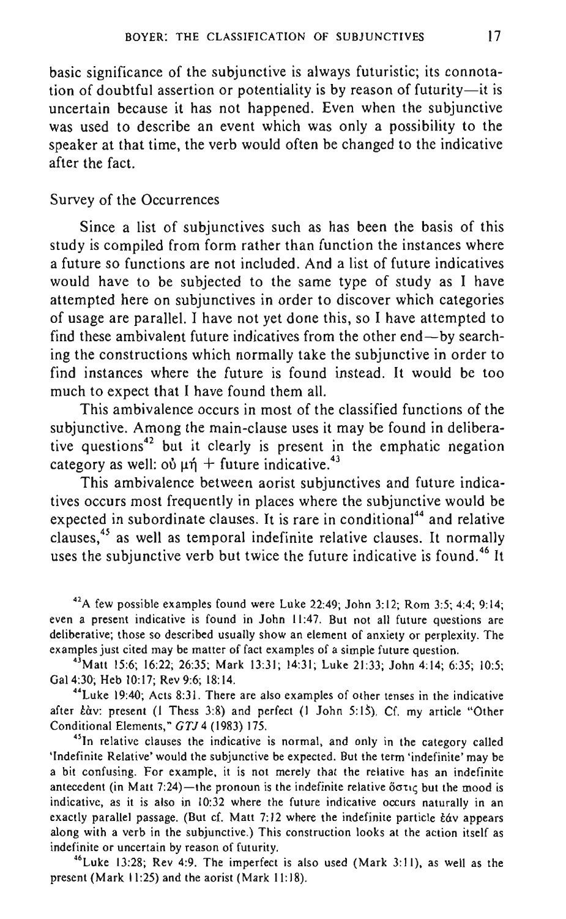basic significance of the subjunctive is always futuristic; its connotation of doubtful assertion or potentiality is by reason of futurity—it is uncertain because it has not happened. Even when the subjunctive was used to describe an event which was only a possibility to the speaker at that time, the verb would often be changed to the indicative after the fact.

## Survey of the Occurrences

Since a list of subjunctives such as has been the basis of this study is compiled from form rather than function the instances where a future so functions are not included. And a list of future indicatives would have to be subjected to the same type of study as I have attempted here on subjunctives in order to discover which categories of usage are parallel. I have not yet done this, so I have attempted to find these ambivalent future indicatives from the other end—by searching the constructions which normally take the subjunctive in order to find instances where the future is found instead. It would be too much to expect that I have found them all.

This ambivalence occurs in most of the classified functions of the subjunctive. Among the main-clause uses it may be found in deliberative questions[42] but it clearly is present in the emphatic negation category as well: οὐ μή + future indicative.[43]

This ambivalence between aorist subjunctives and future indicatives occurs most frequently in places where the subjunctive would be expected in subordinate clauses. It is rare in conditional[44] and relative clauses,[45] as well as temporal indefinite relative clauses. It normally uses the subjunctive verb but twice the future indicative is found.[46] It

[42]A few possible examples found were Luke 22:49; John 3:12; Rom 3:5; 4:4; 9:14; even a present indicative is found in John 11:47. But not all future questions are deliberative; those so described usually show an element of anxiety or perplexity. The examples just cited may be matter of fact examples of a simple future question.

[43]Matt 15:6; 16:22; 26:35; Mark 13:31; 14:31; Luke 21:33; John 4:14; 6:35; 10:5; Gal 4:30; Heb 10:17; Rev 9:6; 18:14.

[44]Luke 19:40; Acts 8:31. There are also examples of other tenses in the indicative after ἐάν: present (1 Thess 3:8) and perfect (1 John 5:15). Cf. my article "Other Conditional Elements," *GTJ* 4 (1983) 175.

[45]In relative clauses the indicative is normal, and only in the category called 'Indefinite Relative' would the subjunctive be expected. But the term 'indefinite' may be a bit confusing. For example, it is not merely that the relative has an indefinite antecedent (in Matt 7:24)—the pronoun is the indefinite relative ὅστις but the mood is indicative, as it is also in 10:32 where the future indicative occurs naturally in an exactly parallel passage. (But cf. Matt 7:12 where the indefinite particle ἐάν appears along with a verb in the subjunctive.) This construction looks at the action itself as indefinite or uncertain by reason of futurity.

[46]Luke 13:28; Rev 4:9. The imperfect is also used (Mark 3:11), as well as the present (Mark 11:25) and the aorist (Mark 11:18).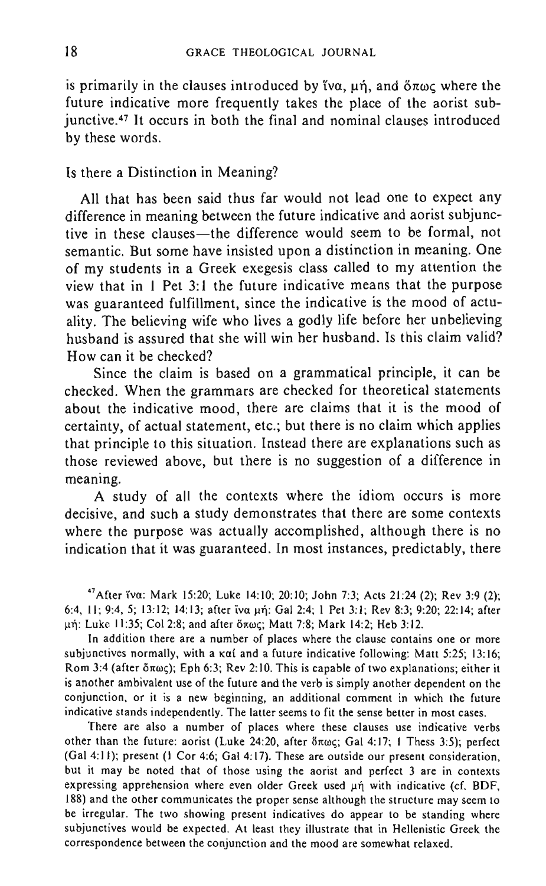is primarily in the clauses introduced by ἵνα, μή, and ὅπως where the future indicative more frequently takes the place of the aorist subjunctive.[47] It occurs in both the final and nominal clauses introduced by these words.

## Is there a Distinction in Meaning?

All that has been said thus far would not lead one to expect any difference in meaning between the future indicative and aorist subjunctive in these clauses—the difference would seem to be formal, not semantic. But some have insisted upon a distinction in meaning. One of my students in a Greek exegesis class called to my attention the view that in 1 Pet 3:1 the future indicative means that the purpose was guaranteed fulfillment, since the indicative is the mood of actuality. The believing wife who lives a godly life before her unbelieving husband is assured that she will win her husband. Is this claim valid? How can it be checked?

Since the claim is based on a grammatical principle, it can be checked. When the grammars are checked for theoretical statements about the indicative mood, there are claims that it is the mood of certainty, of actual statement, etc.; but there is no claim which applies that principle to this situation. Instead there are explanations such as those reviewed above, but there is no suggestion of a difference in meaning.

A study of all the contexts where the idiom occurs is more decisive, and such a study demonstrates that there are some contexts where the purpose was actually accomplished, although there is no indication that it was guaranteed. In most instances, predictably, there

---

[47] After ἵνα: Mark 15:20; Luke 14:10; 20:10; John 7:3; Acts 21:24 (2); Rev 3:9 (2); 6:4, 11; 9:4, 5; 13:12; 14:13; after ἵνα μή: Gal 2:4; 1 Pet 3:1; Rev 8:3; 9:20; 22:14; after μή: Luke 11:35; Col 2:8; and after ὅπως: Matt 7:8; Mark 14:2; Heb 3:12.

In addition there are a number of places where the clause contains one or more subjunctives normally, with a καί and a future indicative following: Matt 5:25; 13:16; Rom 3:4 (after ὅπως); Eph 6:3; Rev 2:10. This is capable of two explanations; either it is another ambivalent use of the future and the verb is simply another dependent on the conjunction, or it is a new beginning, an additional comment in which the future indicative stands independently. The latter seems to fit the sense better in most cases.

There are also a number of places where these clauses use indicative verbs other than the future: aorist (Luke 24:20, after ὅπως; Gal 4:17; 1 Thess 3:5); perfect (Gal 4:11); present (1 Cor 4:6; Gal 4:17). These are outside our present consideration, but it may be noted that of those using the aorist and perfect 3 are in contexts expressing apprehension where even older Greek used μή with indicative (cf. BDF, 188) and the other communicates the proper sense although the structure may seem to be irregular. The two showing present indicatives do appear to be standing where subjunctives would be expected. At least they illustrate that in Hellenistic Greek the correspondence between the conjunction and the mood are somewhat relaxed.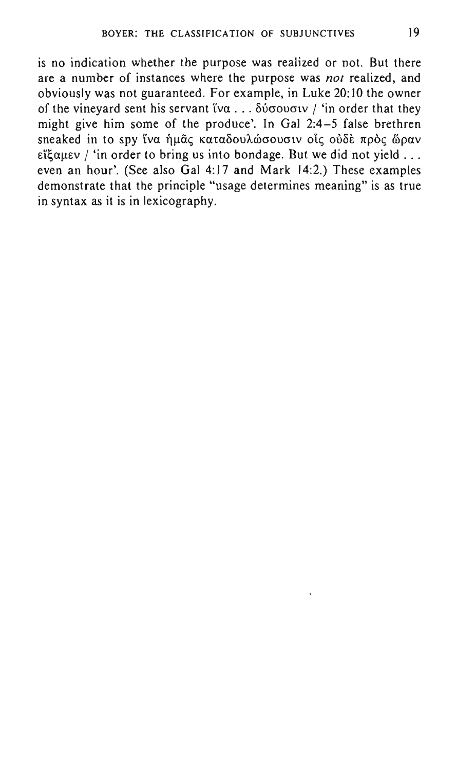is no indication whether the purpose was realized or not. But there are a number of instances where the purpose was *not* realized, and obviously was not guaranteed. For example, in Luke 20:10 the owner of the vineyard sent his servant ἵνα . . . δώσουσιν / 'in order that they might give him some of the produce'. In Gal 2:4–5 false brethren sneaked in to spy ἵνα ἡμᾶς καταδουλώσουσιν οἷς οὐδὲ πρὸς ὥραν εἴξαμεν / 'in order to bring us into bondage. But we did not yield . . . even an hour'. (See also Gal 4:17 and Mark 14:2.) These examples demonstrate that the principle "usage determines meaning" is as true in syntax as it is in lexicography.